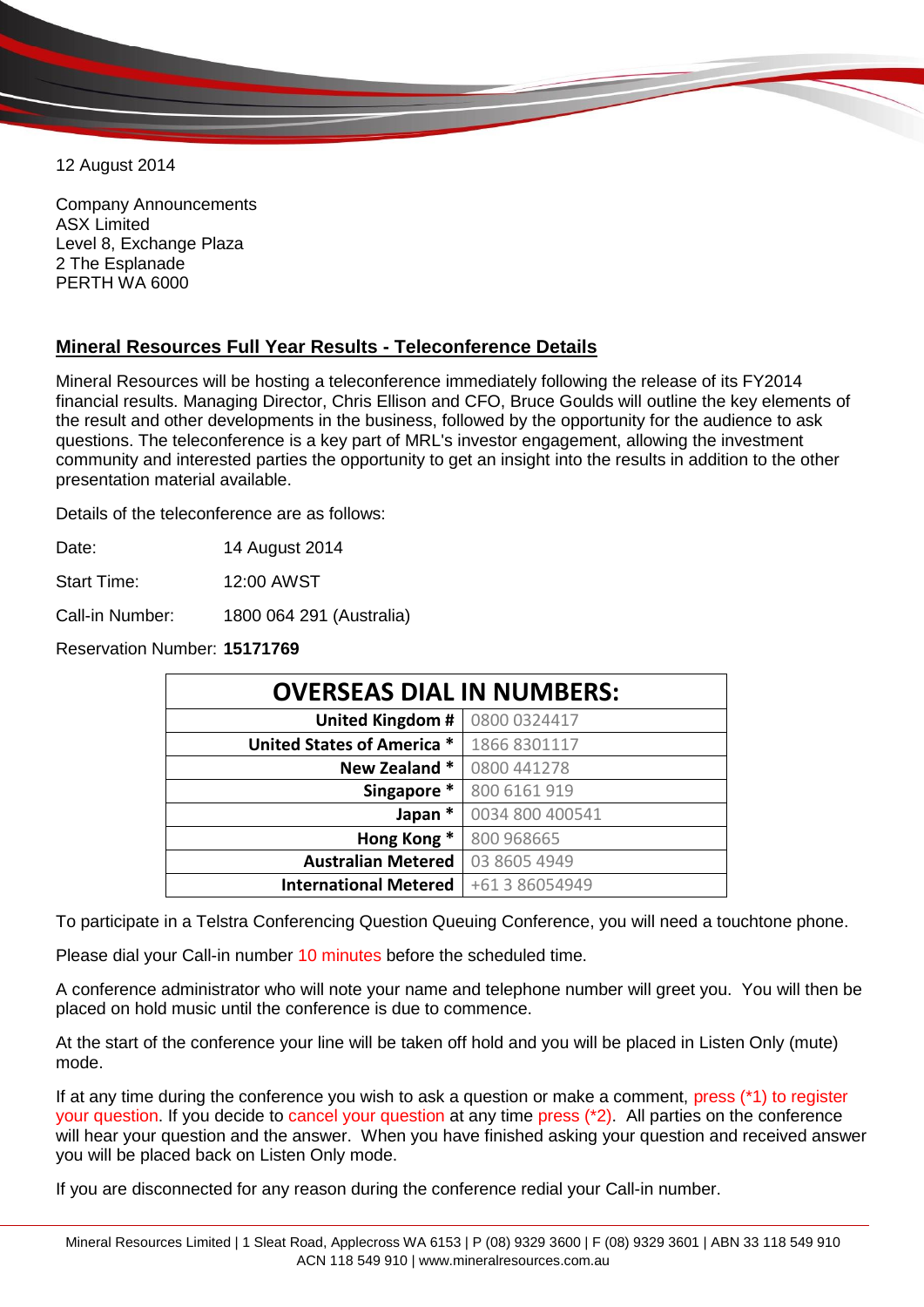12 August 2014

Company Announcements
ASX Limited
Level 8, Exchange Plaza
2 The Esplanade
PERTH WA 6000

## Mineral Resources Full Year Results - Teleconference Details

Mineral Resources will be hosting a teleconference immediately following the release of its FY2014 financial results. Managing Director, Chris Ellison and CFO, Bruce Goulds will outline the key elements of the result and other developments in the business, followed by the opportunity for the audience to ask questions. The teleconference is a key part of MRL's investor engagement, allowing the investment community and interested parties the opportunity to get an insight into the results in addition to the other presentation material available.

Details of the teleconference are as follows:

Date: 14 August 2014

Start Time: 12:00 AWST

Call-in Number: 1800 064 291 (Australia)

Reservation Number: **15171769**

| OVERSEAS DIAL IN NUMBERS: | |
|---|---|
| **United Kingdom #** | 0800 0324417 |
| **United States of America *** | 1866 8301117 |
| **New Zealand *** | 0800 441278 |
| **Singapore *** | 800 6161 919 |
| **Japan *** | 0034 800 400541 |
| **Hong Kong *** | 800 968665 |
| **Australian Metered** | 03 8605 4949 |
| **International Metered** | +61 3 86054949 |

To participate in a Telstra Conferencing Question Queuing Conference, you will need a touchtone phone.

Please dial your Call-in number 10 minutes before the scheduled time.

A conference administrator who will note your name and telephone number will greet you. You will then be placed on hold music until the conference is due to commence.

At the start of the conference your line will be taken off hold and you will be placed in Listen Only (mute) mode.

If at any time during the conference you wish to ask a question or make a comment, press (*1) to register your question. If you decide to cancel your question at any time press (*2). All parties on the conference will hear your question and the answer. When you have finished asking your question and received answer you will be placed back on Listen Only mode.

If you are disconnected for any reason during the conference redial your Call-in number.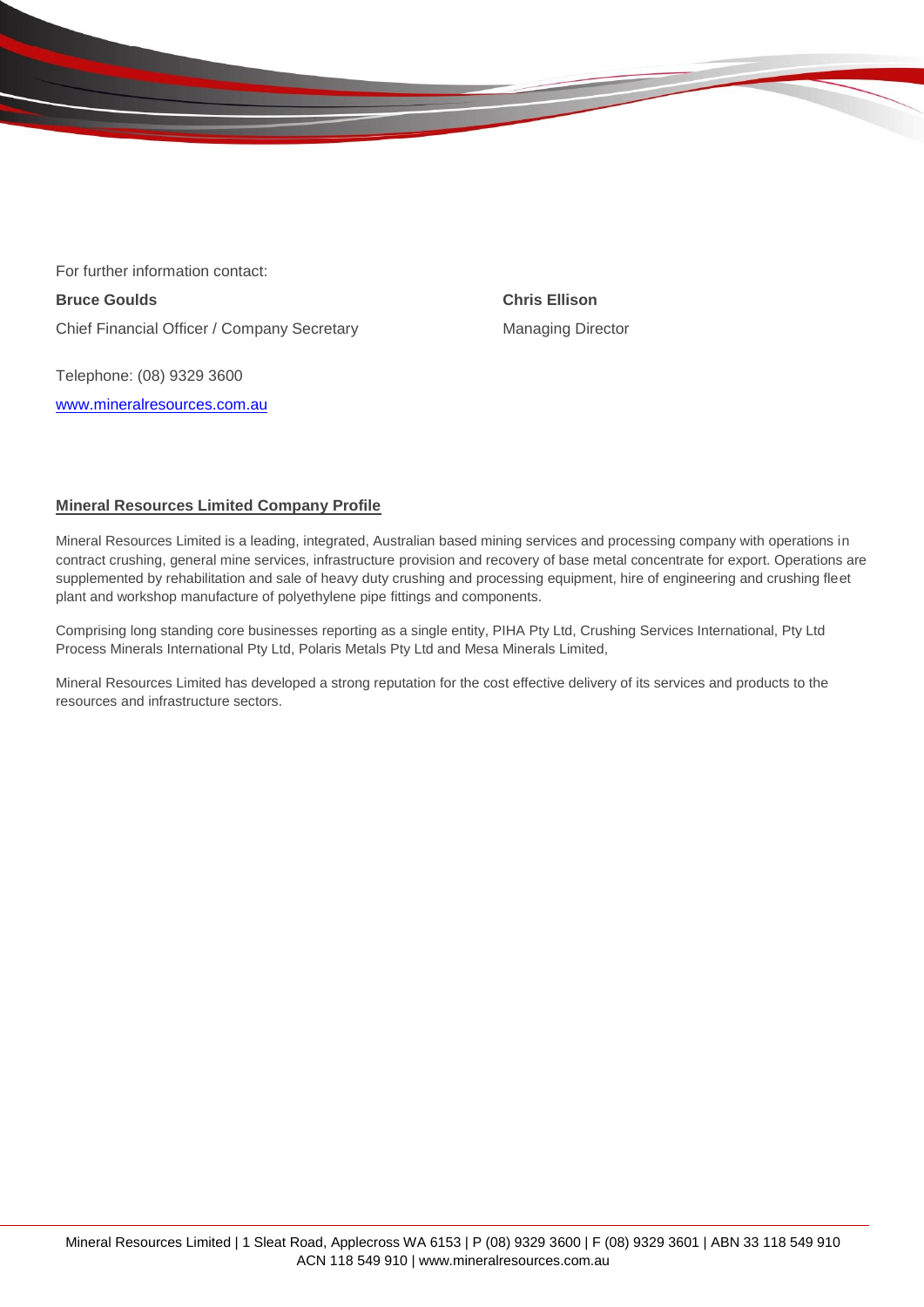For further information contact:

**Bruce Goulds**

Chief Financial Officer / Company Secretary

**Chris Ellison**

Managing Director

Telephone: (08) 9329 3600

www.mineralresources.com.au

## Mineral Resources Limited Company Profile

Mineral Resources Limited is a leading, integrated, Australian based mining services and processing company with operations in contract crushing, general mine services, infrastructure provision and recovery of base metal concentrate for export. Operations are supplemented by rehabilitation and sale of heavy duty crushing and processing equipment, hire of engineering and crushing fleet plant and workshop manufacture of polyethylene pipe fittings and components.

Comprising long standing core businesses reporting as a single entity, PIHA Pty Ltd, Crushing Services International, Pty Ltd Process Minerals International Pty Ltd, Polaris Metals Pty Ltd and Mesa Minerals Limited,

Mineral Resources Limited has developed a strong reputation for the cost effective delivery of its services and products to the resources and infrastructure sectors.

Mineral Resources Limited | 1 Sleat Road, Applecross WA 6153 | P (08) 9329 3600 | F (08) 9329 3601 | ABN 33 118 549 910 ACN 118 549 910 | www.mineralresources.com.au